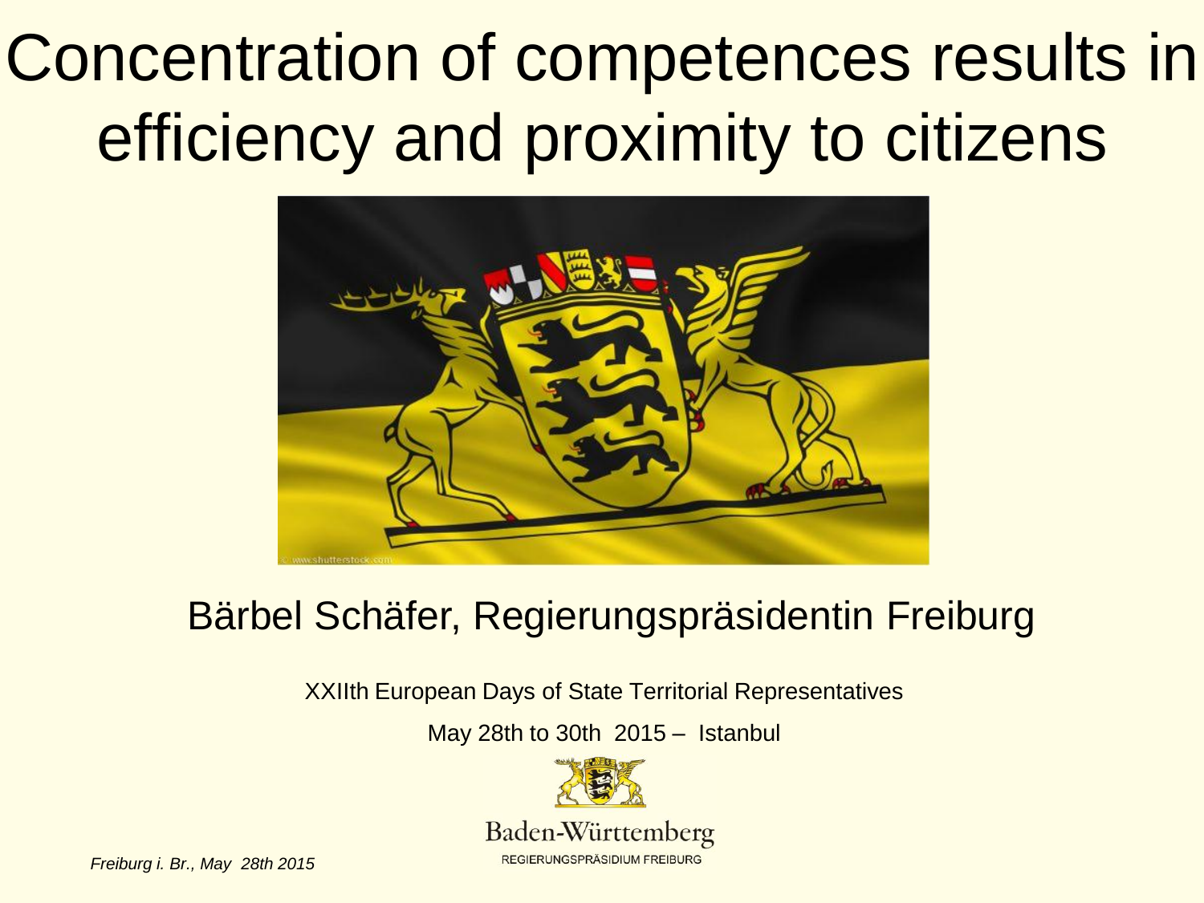# Concentration of competences results in efficiency and proximity to citizens

Bärbel Schäfer, Regierungspräsidentin Freiburg

XXIIth European Days of State Territorial Representatives

May 28th to 30th 2015 – Istanbul

Baden-Württemberg

REGIERUNGSPRÄSIDIUM FREIBURG

*Freiburg i. Br., May 28th 2015*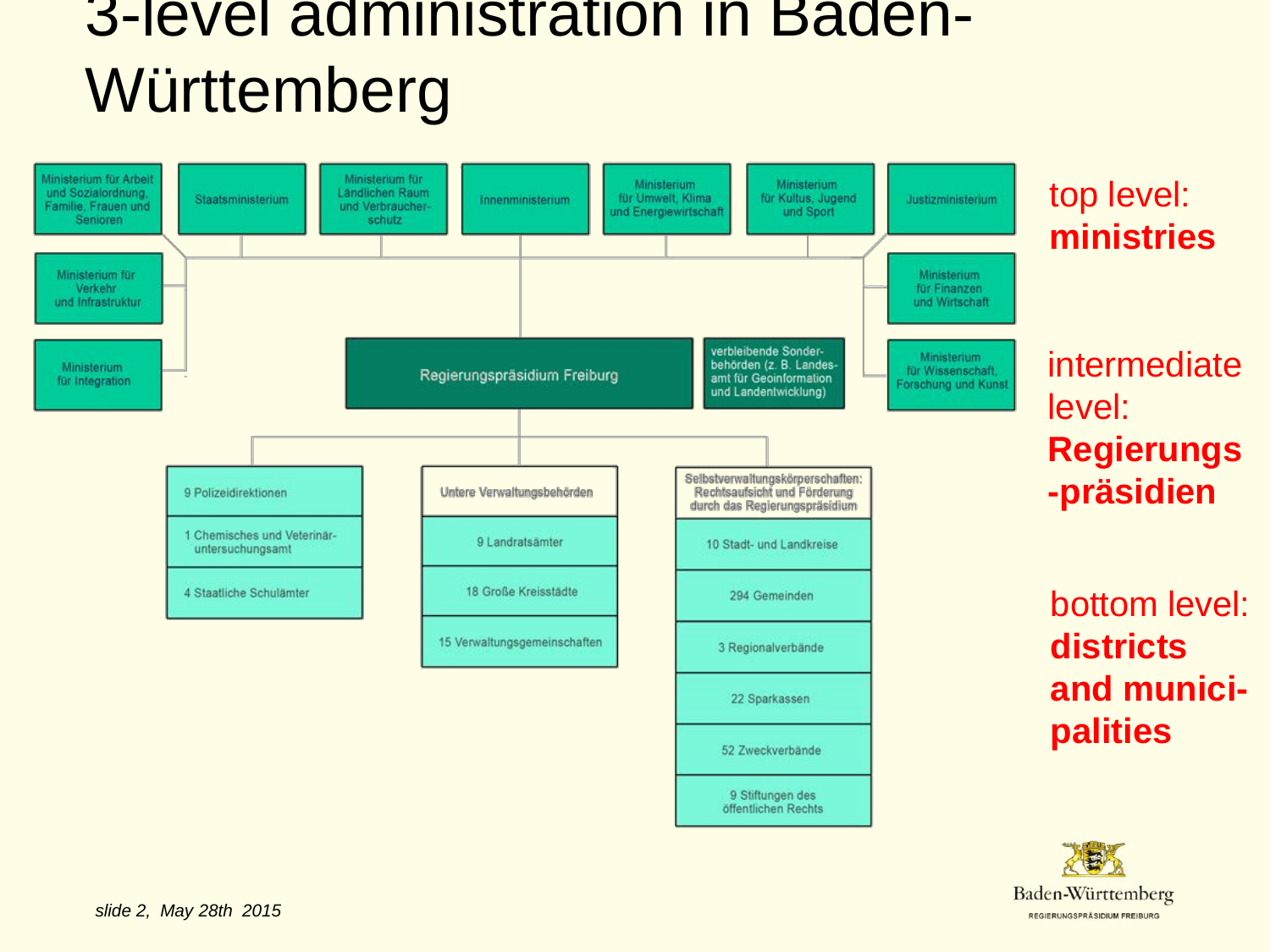# 3-level administration in Baden-Württemberg

**Top level: ministries**

- Ministerium für Arbeit und Sozialordnung, Familie, Frauen und Senioren
- Staatsministerium
- Ministerium für Ländlichen Raum und Verbraucherschutz
- Innenministerium
- Ministerium für Umwelt, Klima und Energiewirtschaft
- Ministerium für Kultus, Jugend und Sport
- Justizministerium
- Ministerium für Verkehr und Infrastruktur
- Ministerium für Integration
- Ministerium für Finanzen und Wirtschaft
- Ministerium für Wissenschaft, Forschung und Kunst

**Intermediate level: Regierungs-präsidien**

- Regierungspräsidium Freiburg
- verbleibende Sonderbehörden (z. B. Landesamt für Geoinformation und Landentwicklung)

**Bottom level: districts and municipalities**

| | Untere Verwaltungsbehörden | Selbstverwaltungskörperschaften: Rechtsaufsicht und Förderung durch das Regierungspräsidium |
|---|---|---|
| 9 Polizeidirektionen | 9 Landratsämter | 10 Stadt- und Landkreise |
| 1 Chemisches und Veterinär-untersuchungsamt | 18 Große Kreisstädte | 294 Gemeinden |
| 4 Staatliche Schulämter | 15 Verwaltungsgemeinschaften | 3 Regionalverbände |
| | | 22 Sparkassen |
| | | 52 Zweckverbände |
| | | 9 Stiftungen des öffentlichen Rechts |

Baden-Württemberg
REGIERUNGSPRÄSIDIUM FREIBURG

*slide 2, May 28th 2015*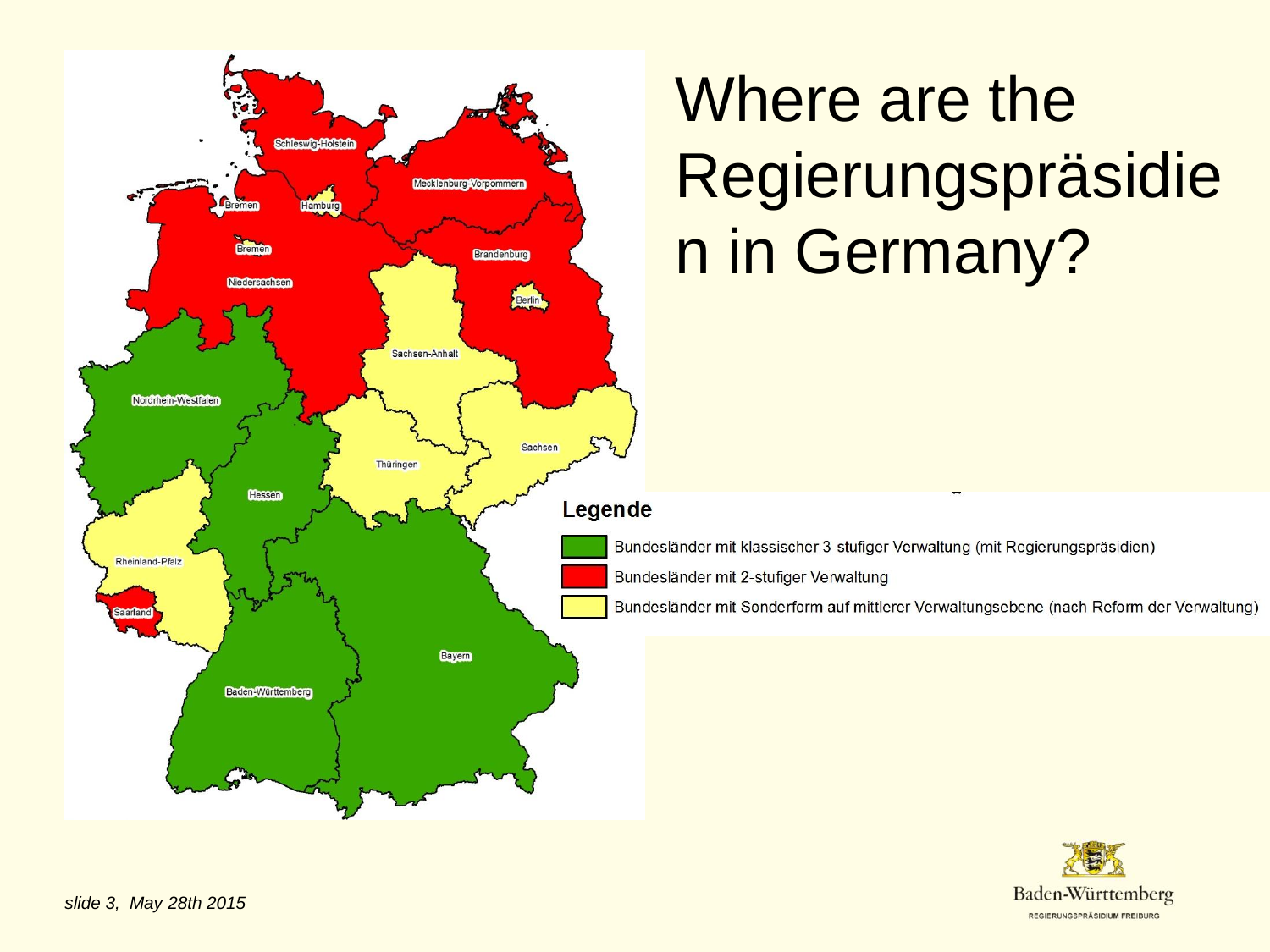# Where are the Regierungspräsidien in Germany?

Schleswig-Holstein

Mecklenburg-Vorpommern

Bremen

Hamburg

Bremen

Brandenburg

Niedersachsen

Berlin

Sachsen-Anhalt

Nordrhein-Westfalen

Sachsen

Thüringen

Hessen

Rheinland-Pfalz

Saarland

Bayern

Baden-Württemberg

**Legende**

- Bundesländer mit klassischer 3-stufiger Verwaltung (mit Regierungspräsidien)
- Bundesländer mit 2-stufiger Verwaltung
- Bundesländer mit Sonderform auf mittlerer Verwaltungsebene (nach Reform der Verwaltung)

*slide 3, May 28th 2015*

Baden-Württemberg

REGIERUNGSPRÄSIDIUM FREIBURG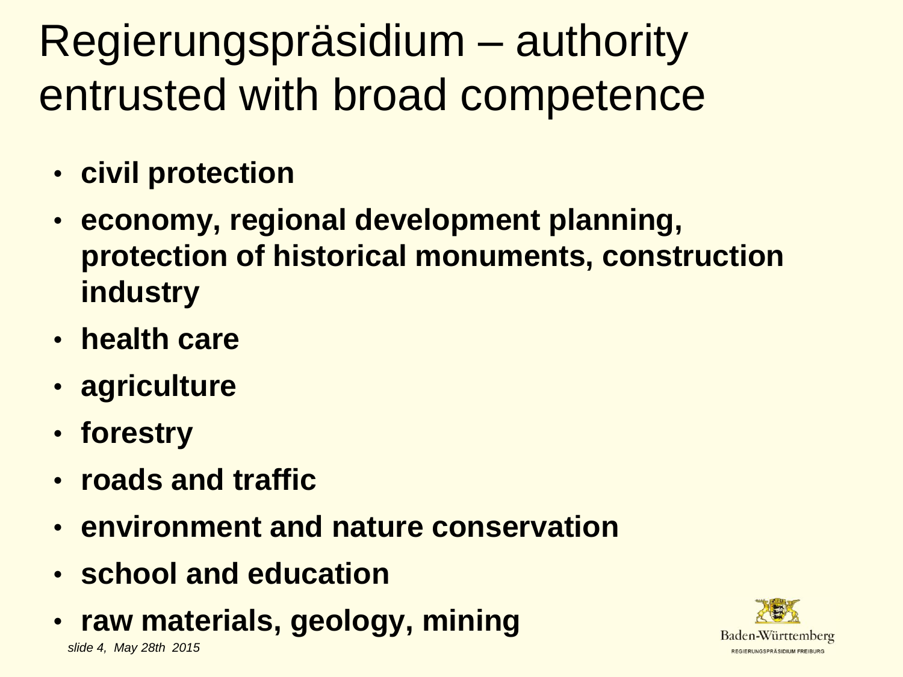# Regierungspräsidium – authority entrusted with broad competence

- **civil protection**
- **economy, regional development planning, protection of historical monuments, construction industry**
- **health care**
- **agriculture**
- **forestry**
- **roads and traffic**
- **environment and nature conservation**
- **school and education**
- **raw materials, geology, mining**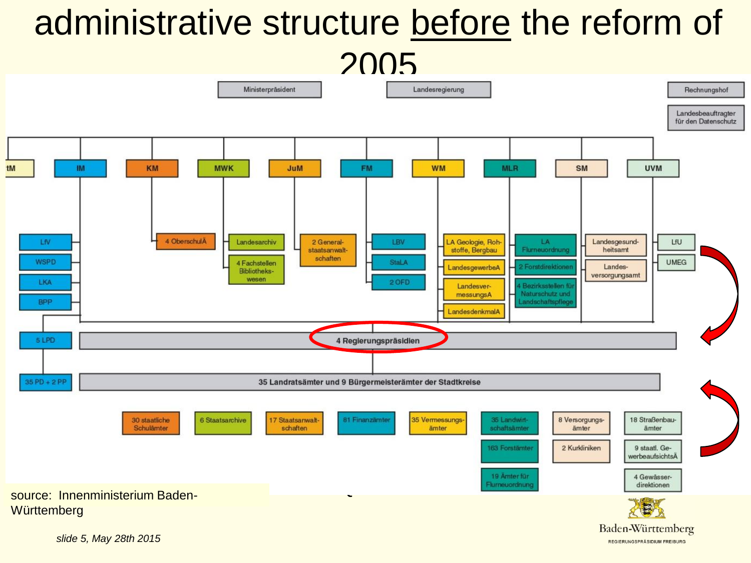# administrative structure before the reform of 2005

Ministerpräsident

Landesregierung

Rechnungshof

Landesbeauftragter für den Datenschutz

StM | IM | KM | MWK | JuM | FM | WM | MLR | SM | UVM

- IM: LfV, WSPD, LKA, BPP, 5 LPD, 35 PD + 2 PP
- KM: 4 OberschulÄ
- MWK: Landesarchiv, 4 Fachstellen Bibliothekswesen
- JuM: 2 Generalstaatsanwaltschaften
- FM: LBV, StaLA, 2 OFD
- WM: LA Geologie, Rohstoffe, Bergbau; LandesgewerbeA; LandesvermessungsA; LandesdenkmalA
- MLR: LA Flurneuordnung; 2 Forstdirektionen; 4 Bezirksstellen für Naturschutz und Landschaftspflege
- SM: Landesgesundheitsamt; Landesversorgungsamt
- UVM: LfU; UMEG

4 Regierungspräsidien

35 Landratsämter und 9 Bürgermeisterämter der Stadtkreise

30 staatliche Schulämter | 6 Staatsarchive | 17 Staatsanwaltschaften | 81 Finanzämter | 35 Vermessungsämter | 35 Landwirtschaftsämter, 163 Forstämter, 19 Ämter für Flurneuordnung | 8 Versorgungsämter, 2 Kurkliniken | 18 Straßenbauämter, 9 staatl. GewerbeaufsichtsÄ, 4 Gewässerdirektionen

source: Innenministerium Baden-Württemberg

*slide 5, May 28th 2015*

Baden-Württemberg
REGIERUNGSPRÄSIDIUM FREIBURG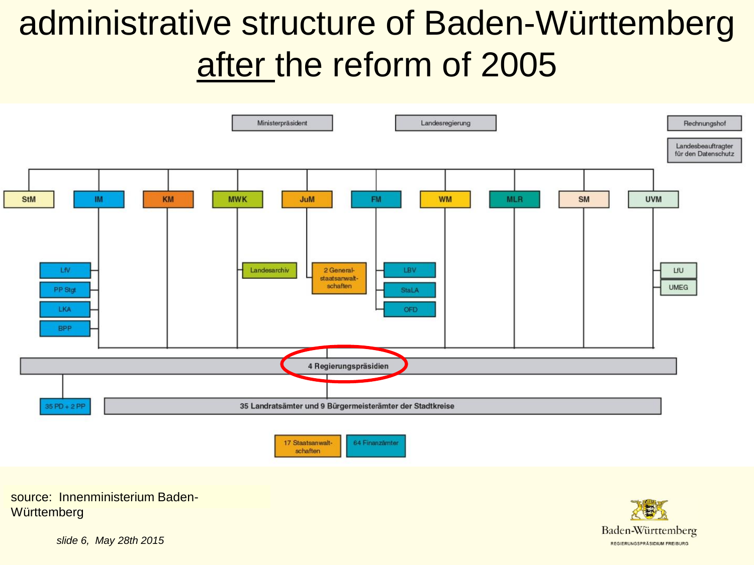# administrative structure of Baden-Württemberg after the reform of 2005

Ministerpräsident

Landesregierung

Rechnungshof

Landesbeauftragter für den Datenschutz

StM | IM | KM | MWK | JuM | FM | WM | MLR | SM | UVM

LfV

PP Stgt

LKA

BPP

Landesarchiv

2 Generalstaatsanwaltschaften

LBV

StaLA

OFD

LfU

UMEG

4 Regierungspräsidien

35 PD + 2 PP

35 Landratsämter und 9 Bürgermeisterämter der Stadtkreise

17 Staatsanwaltschaften

64 Finanzämter

source: Innenministerium Baden-Württemberg

*slide 6, May 28th 2015*

Baden-Württemberg
REGIERUNGSPRÄSIDIUM FREIBURG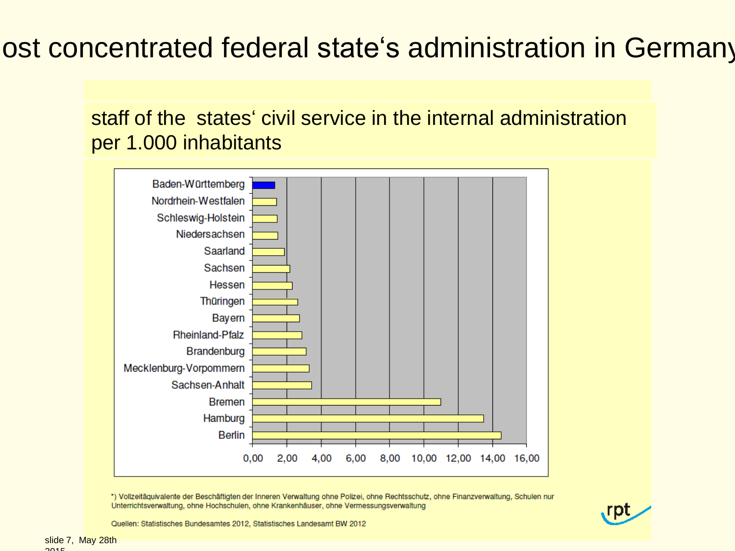# ost concentrated federal state's administration in Germany

staff of the states' civil service in the internal administration per 1.000 inhabitants

| State | Value (approx.) |
|---|---|
| Baden-Württemberg | ~1.3 |
| Nordrhein-Westfalen | ~1.4 |
| Schleswig-Holstein | ~1.45 |
| Niedersachsen | ~1.5 |
| Saarland | ~1.85 |
| Sachsen | ~2.2 |
| Hessen | ~2.35 |
| Thüringen | ~2.65 |
| Bayern | ~2.75 |
| Rheinland-Pfalz | ~2.9 |
| Brandenburg | ~3.15 |
| Mecklenburg-Vorpommern | ~3.3 |
| Sachsen-Anhalt | ~3.45 |
| Bremen | ~11.0 |
| Hamburg | ~13.5 |
| Berlin | ~14.5 |

Axis: 0,00 2,00 4,00 6,00 8,00 10,00 12,00 14,00 16,00

*) Vollzeitäquivalente der Beschäftigten der Inneren Verwaltung ohne Polizei, ohne Rechtsschutz, ohne Finanzverwaltung, Schulen nur Unterrichtsverwaltung, ohne Hochschulen, ohne Krankenhäuser, ohne Vermessungsverwaltung

Quellen: Statistisches Bundesamtes 2012, Statistisches Landesamt BW 2012

rpt

slide 7, May 28th 2015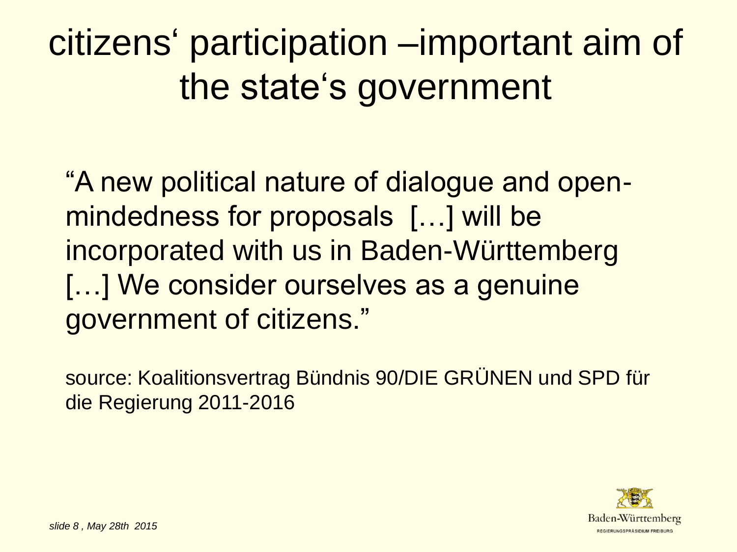# citizens‘ participation –important aim of the state‘s government

“A new political nature of dialogue and open-mindedness for proposals […] will be incorporated with us in Baden-Württemberg […] We consider ourselves as a genuine government of citizens.”

source: Koalitionsvertrag Bündnis 90/DIE GRÜNEN und SPD für die Regierung 2011-2016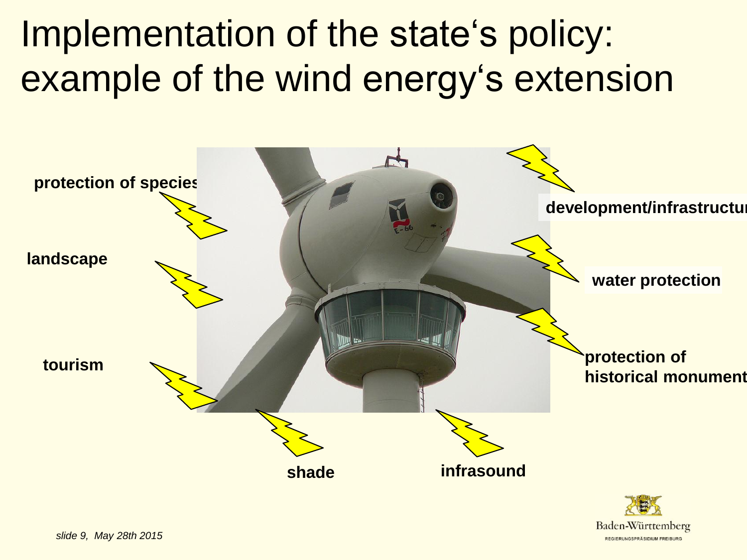# Implementation of the state's policy: example of the wind energy's extension

**protection of species**

**landscape**

**tourism**

**shade**

**infrasound**

**development/infrastructure**

**water protection**

**protection of historical monuments**

Baden-Württemberg

REGIERUNGSPRÄSIDIUM FREIBURG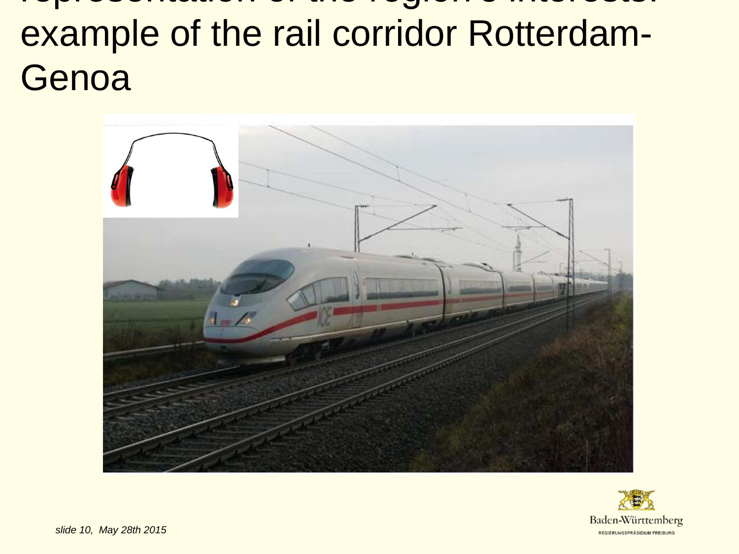# representation of the region's interests: example of the rail corridor Rotterdam-Genoa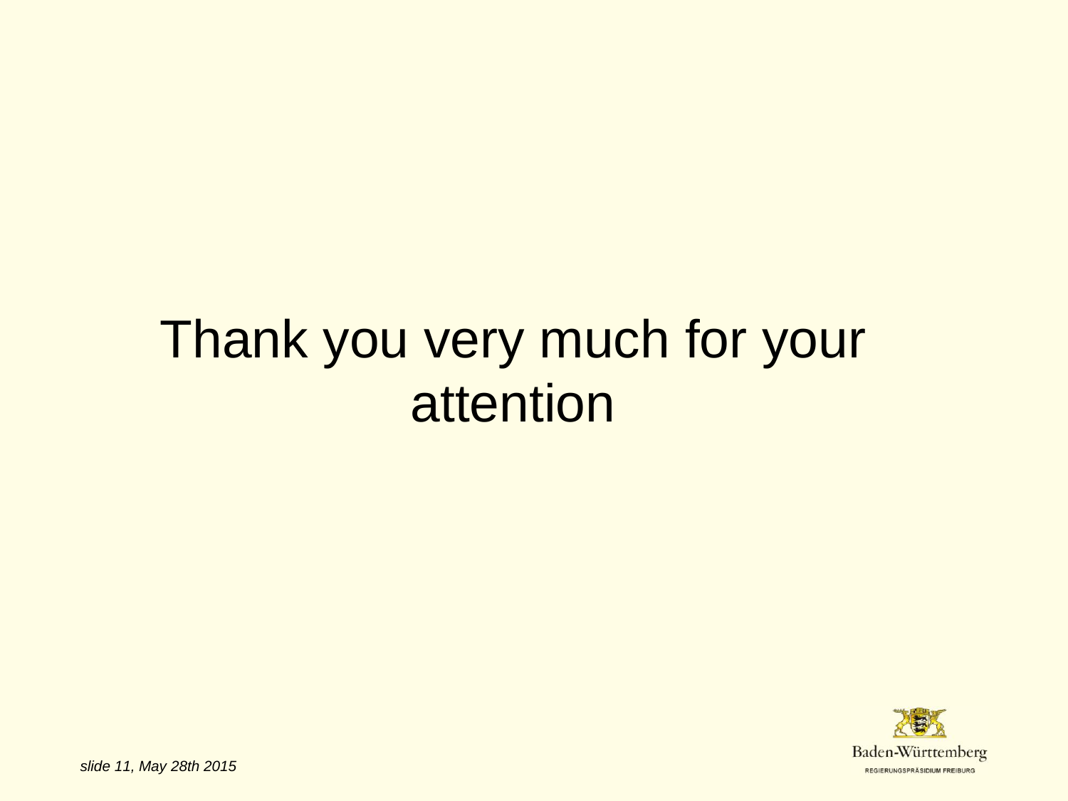Thank you very much for your attention